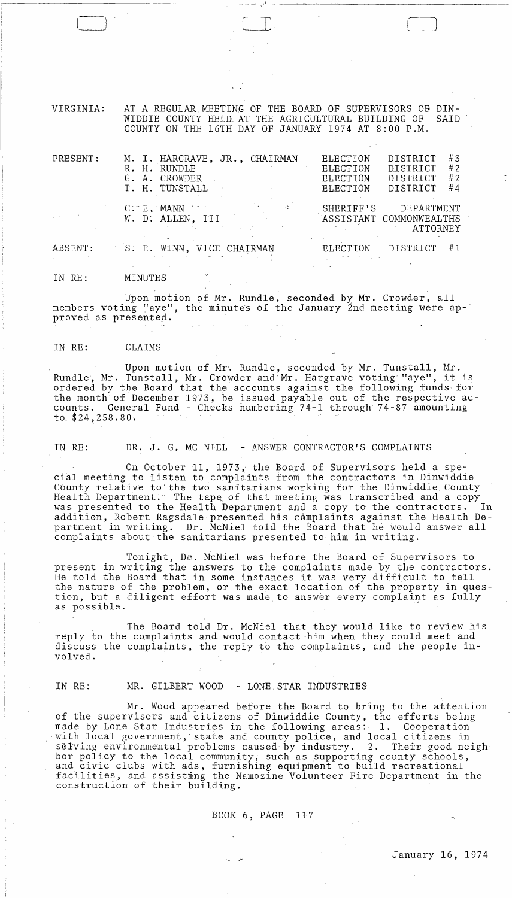VIRGINIA: AT A REGULAR MEETING OF THE BOARD OF SUPERVISORS OF DINWIDDIE COUNTY HELD AT THE AGRICULTURAL BUILDING OF SAID COUNTY ON THE 16TH DAY OF JANUARY 1974 AT 8:00 P.M.

| | | |
|---|---|---|
| PRESENT: | M. I. HARGRAVE, JR., CHAIRMAN | ELECTION DISTRICT #3 |
| | R. H. RUNDLE | ELECTION DISTRICT #2 |
| | G. A. CROWDER | ELECTION DISTRICT #2 |
| | T. H. TUNSTALL | ELECTION DISTRICT #4 |
| | C. E. MANN | SHERIFF'S DEPARTMENT |
| | W. D. ALLEN, III | ASSISTANT COMMONWEALTHS ATTORNEY |
| ABSENT: | S. E. WINN, VICE CHAIRMAN | ELECTION DISTRICT #1 |

IN RE: MINUTES

Upon motion of Mr. Rundle, seconded by Mr. Crowder, all members voting "aye", the minutes of the January 2nd meeting were approved as presented.

IN RE: CLAIMS

Upon motion of Mr. Rundle, seconded by Mr. Tunstall, Mr. Rundle, Mr. Tunstall, Mr. Crowder and Mr. Hargrave voting "aye", it is ordered by the Board that the accounts against the following funds for the month of December 1973, be issued payable out of the respective accounts. General Fund - Checks numbering 74-1 through 74-87 amounting to $24,258.80.

IN RE: DR. J. G. MC NIEL - ANSWER CONTRACTOR'S COMPLAINTS

On October 11, 1973, the Board of Supervisors held a special meeting to listen to complaints from the contractors in Dinwiddie County relative to the two sanitarians working for the Dinwiddie County Health Department. The tape of that meeting was transcribed and a copy was presented to the Health Department and a copy to the contractors. In addition, Robert Ragsdale presented his complaints against the Health Department in writing. Dr. McNiel told the Board that he would answer all complaints about the sanitarians presented to him in writing.

Tonight, Dr. McNiel was before the Board of Supervisors to present in writing the answers to the complaints made by the contractors. He told the Board that in some instances it was very difficult to tell the nature of the problem, or the exact location of the property in question, but a diligent effort was made to answer every complaint as fully as possible.

The Board told Dr. McNiel that they would like to review his reply to the complaints and would contact him when they could meet and discuss the complaints, the reply to the complaints, and the people involved.

IN RE: MR. GILBERT WOOD - LONE STAR INDUSTRIES

Mr. Wood appeared before the Board to bring to the attention of the supervisors and citizens of Dinwiddie County, the efforts being made by Lone Star Industries in the following areas: 1. Cooperation with local government, state and county police, and local citizens in solving environmental problems caused by industry. 2. Their good neighbor policy to the local community, such as supporting county schools, and civic clubs with ads, furnishing equipment to build recreational facilities, and assisting the Namozine Volunteer Fire Department in the construction of their building.

BOOK 6, PAGE 117

January 16, 1974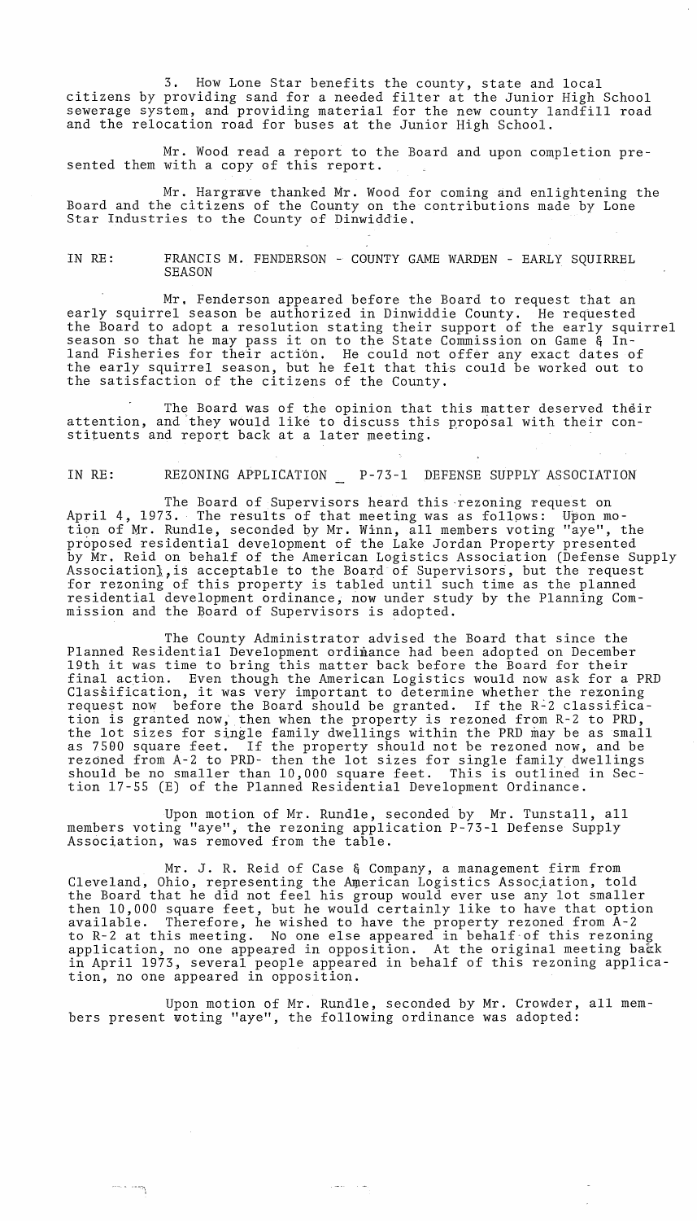3. How Lone Star benefits the county, state and local citizens by providing sand for a needed filter at the Junior High School sewerage system, and providing material for the new county landfill road and the relocation road for buses at the Junior High School.

Mr. Wood read a report to the Board and upon completion presented them with a copy of this report.

Mr. Hargrave thanked Mr. Wood for coming and enlightening the Board and the citizens of the County on the contributions made by Lone Star Industries to the County of Dinwiddie.

IN RE: FRANCIS M. FENDERSON - COUNTY GAME WARDEN - EARLY SQUIRREL SEASON

Mr. Fenderson appeared before the Board to request that an early squirrel season be authorized in Dinwiddie County. He requested the Board to adopt a resolution stating their support of the early squirrel season so that he may pass it on to the State Commission on Game & Inland Fisheries for their action. He could not offer any exact dates of the early squirrel season, but he felt that this could be worked out to the satisfaction of the citizens of the County.

The Board was of the opinion that this matter deserved their attention, and they would like to discuss this proposal with their constituents and report back at a later meeting.

IN RE: REZONING APPLICATION _ P-73-1 DEFENSE SUPPLY ASSOCIATION

The Board of Supervisors heard this rezoning request on April 4, 1973. The results of that meeting was as follows: Upon motion of Mr. Rundle, seconded by Mr. Winn, all members voting "aye", the proposed residential development of the Lake Jordan Property presented by Mr. Reid on behalf of the American Logistics Association (Defense Supply Association), is acceptable to the Board of Supervisors, but the request for rezoning of this property is tabled until such time as the planned residential development ordinance, now under study by the Planning Commission and the Board of Supervisors is adopted.

The County Administrator advised the Board that since the Planned Residential Development ordinance had been adopted on December 19th it was time to bring this matter back before the Board for their final action. Even though the American Logistics would now ask for a PRD Classification, it was very important to determine whether the rezoning request now before the Board should be granted. If the R-2 classification is granted now, then when the property is rezoned from R-2 to PRD, the lot sizes for single family dwellings within the PRD may be as small as 7500 square feet. If the property should not be rezoned now, and be rezoned from A-2 to PRD- then the lot sizes for single family dwellings should be no smaller than 10,000 square feet. This is outlined in Section 17-55 (E) of the Planned Residential Development Ordinance.

Upon motion of Mr. Rundle, seconded by Mr. Tunstall, all members voting "aye", the rezoning application P-73-1 Defense Supply Association, was removed from the table.

Mr. J. R. Reid of Case & Company, a management firm from Cleveland, Ohio, representing the American Logistics Association, told the Board that he did not feel his group would ever use any lot smaller then 10,000 square feet, but he would certainly like to have that option available. Therefore, he wished to have the property rezoned from A-2 to R-2 at this meeting. No one else appeared in behalf of this rezoning application, no one appeared in opposition. At the original meeting back in April 1973, several people appeared in behalf of this rezoning application, no one appeared in opposition.

Upon motion of Mr. Rundle, seconded by Mr. Crowder, all members present voting "aye", the following ordinance was adopted: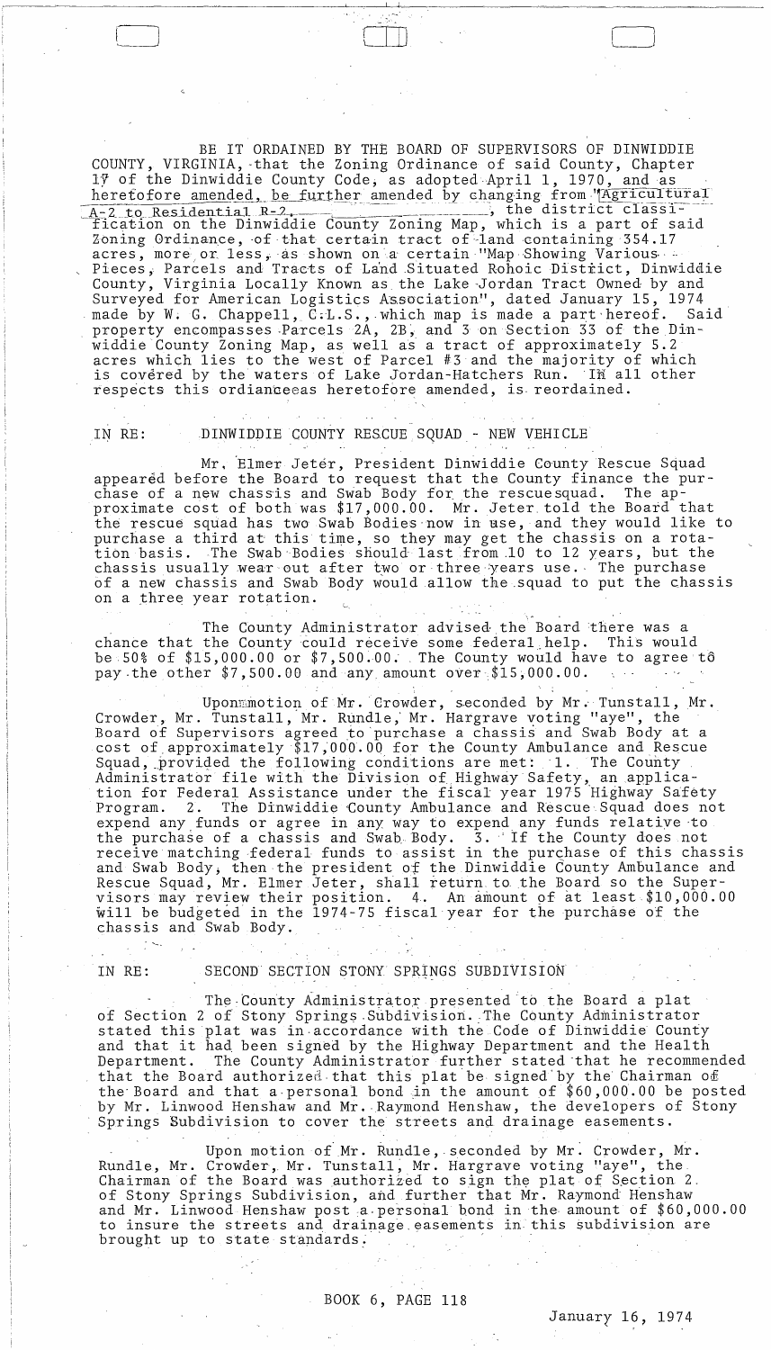BE IT ORDAINED BY THE BOARD OF SUPERVISORS OF DINWIDDIE COUNTY, VIRGINIA, that the Zoning Ordinance of said County, Chapter 17 of the Dinwiddie County Code, as adopted April 1, 1970, and as heretofore amended, be further amended by changing from "Agricultural A-2 to Residential R-2, ______________, the district classification on the Dinwiddie County Zoning Map, which is a part of said Zoning Ordinance, of that certain tract of land containing 354.17 acres, more or less, as shown on a certain "Map Showing Various Pieces, Parcels and Tracts of Land Situated Rohoic District, Dinwiddie County, Virginia Locally Known as the Lake Jordan Tract Owned by and Surveyed for American Logistics Association", dated January 15, 1974 made by W. G. Chappell, C.L.S., which map is made a part hereof. Said property encompasses Parcels 2A, 2B, and 3 on Section 33 of the Dinwiddie County Zoning Map, as well as a tract of approximately 5.2 acres which lies to the west of Parcel #3 and the majority of which is covered by the waters of Lake Jordan-Hatchers Run. In all other respects this ordinanceas heretofore amended, is reordained.

IN RE: DINWIDDIE COUNTY RESCUE SQUAD - NEW VEHICLE

Mr. Elmer Jeter, President Dinwiddie County Rescue Squad appeared before the Board to request that the County finance the purchase of a new chassis and Swab Body for the rescuesquad. The approximate cost of both was $17,000.00. Mr. Jeter told the Board that the rescue squad has two Swab Bodies now in use, and they would like to purchase a third at this time, so they may get the chassis on a rotation basis. The Swab Bodies should last from 10 to 12 years, but the chassis usually wear out after two or three years use. The purchase of a new chassis and Swab Body would allow the squad to put the chassis on a three year rotation.

The County Administrator advised the Board there was a chance that the County could receive some federal help. This would be 50% of $15,000.00 or $7,500.00. The County would have to agree to pay the other $7,500.00 and any amount over $15,000.00.

Upon motion of Mr. Crowder, seconded by Mr. Tunstall, Mr. Crowder, Mr. Tunstall, Mr. Rundle, Mr. Hargrave voting "aye", the Board of Supervisors agreed to purchase a chassis and Swab Body at a cost of approximately $17,000.00 for the County Ambulance and Rescue Squad, provided the following conditions are met: 1. The County Administrator file with the Division of Highway Safety, an application for Federal Assistance under the fiscal year 1975 Highway Safety Program. 2. The Dinwiddie County Ambulance and Rescue Squad does not expend any funds or agree in any way to expend any funds relative to the purchase of a chassis and Swab Body. 3. If the County does not receive matching federal funds to assist in the purchase of this chassis and Swab Body, then the president of the Dinwiddie County Ambulance and Rescue Squad, Mr. Elmer Jeter, shall return to the Board so the Supervisors may review their position. 4. An amount of at least $10,000.00 will be budgeted in the 1974-75 fiscal year for the purchase of the chassis and Swab Body.

IN RE: SECOND SECTION STONY SPRINGS SUBDIVISION

The County Administrator presented to the Board a plat of Section 2 of Stony Springs Subdivision. The County Administrator stated this plat was in accordance with the Code of Dinwiddie County and that it had been signed by the Highway Department and the Health Department. The County Administrator further stated that he recommended that the Board authorized that this plat be signed by the Chairman of the Board and that a personal bond in the amount of $60,000.00 be posted by Mr. Linwood Henshaw and Mr. Raymond Henshaw, the developers of Stony Springs Subdivision to cover the streets and drainage easements.

Upon motion of Mr. Rundle, seconded by Mr. Crowder, Mr. Rundle, Mr. Crowder, Mr. Tunstall, Mr. Hargrave voting "aye", the Chairman of the Board was authorized to sign the plat of Section 2 of Stony Springs Subdivision, and further that Mr. Raymond Henshaw and Mr. Linwood Henshaw post a personal bond in the amount of $60,000.00 to insure the streets and drainage easements in this subdivision are brought up to state standards.

BOOK 6, PAGE 118

January 16, 1974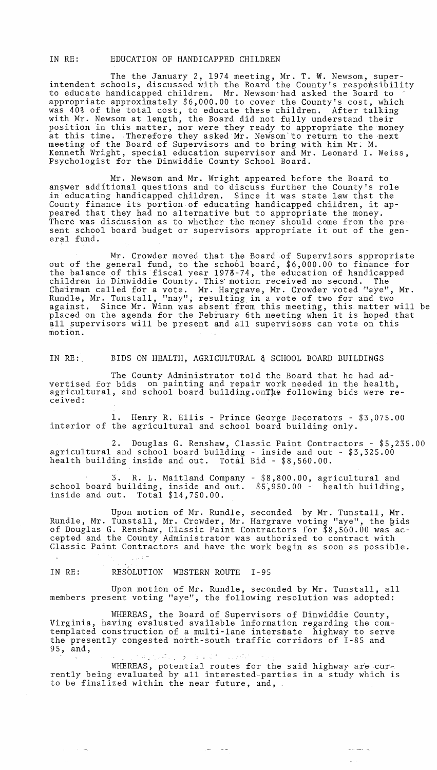IN RE: EDUCATION OF HANDICAPPED CHILDREN

The the January 2, 1974 meeting, Mr. T. W. Newsom, superintendent schools, discussed with the Board the County's responsibility to educate handicapped children. Mr. Newsom had asked the Board to appropriate approximately $6,000.00 to cover the County's cost, which was 40% of the total cost, to educate these children. After talking with Mr. Newsom at length, the Board did not fully understand their position in this matter, nor were they ready to appropriate the money at this time. Therefore they asked Mr. Newsom to return to the next meeting of the Board of Supervisors and to bring with him Mr. M. Kenneth Wright, special education supervisor and Mr. Leonard I. Weiss, Psychologist for the Dinwiddie County School Board.

Mr. Newsom and Mr. Wright appeared before the Board to answer additional questions and to discuss further the County's role in educating handicapped children. Since it was state law that the County finance its portion of educating handicapped children, it appeared that they had no alternative but to appropriate the money. There was discussion as to whether the money should come from the present school board budget or supervisors appropriate it out of the general fund.

Mr. Crowder moved that the Board of Supervisors appropriate out of the general fund, to the school board, $6,000.00 to finance for the balance of this fiscal year 1973-74, the education of handicapped children in Dinwiddie County. This motion received no second. The Chairman called for a vote. Mr. Hargrave, Mr. Crowder voted "aye", Mr. Rundle, Mr. Tunstall, "nay", resulting in a vote of two for and two against. Since Mr. Winn was absent from this meeting, this matter will be placed on the agenda for the February 6th meeting when it is hoped that all supervisors will be present and all supervisors can vote on this motion.

IN RE: BIDS ON HEALTH, AGRICULTURAL & SCHOOL BOARD BUILDINGS

The County Administrator told the Board that he had advertised for bids on painting and repair work needed in the health, agricultural, and school board building. The following bids were received:

1. Henry R. Ellis - Prince George Decorators - $3,075.00 interior of the agricultural and school board building only.

2. Douglas G. Renshaw, Classic Paint Contractors - $5,235.00 agricultural and school board building - inside and out - $3,325.00 health building inside and out. Total Bid - $8,560.00.

3. R. L. Maitland Company - $8,800.00, agricultural and school board building, inside and out. $5,950.00 - health building, inside and out. Total $14,750.00.

Upon motion of Mr. Rundle, seconded by Mr. Tunstall, Mr. Rundle, Mr. Tunstall, Mr. Crowder, Mr. Hargrave voting "aye", the bids of Douglas G. Renshaw, Classic Paint Contractors for $8,560.00 was accepted and the County Administrator was authorized to contract with Classic Paint Contractors and have the work begin as soon as possible.

IN RE: RESOLUTION WESTERN ROUTE I-95

Upon motion of Mr. Rundle, seconded by Mr. Tunstall, all members present voting "aye", the following resolution was adopted:

WHEREAS, the Board of Supervisors of Dinwiddie County, Virginia, having evaluated available information regarding the comtemplated construction of a multi-lane interstate highway to serve the presently congested north-south traffic corridors of I-85 and 95, and,

WHEREAS, potential routes for the said highway are currently being evaluated by all interested parties in a study which is to be finalized within the near future, and,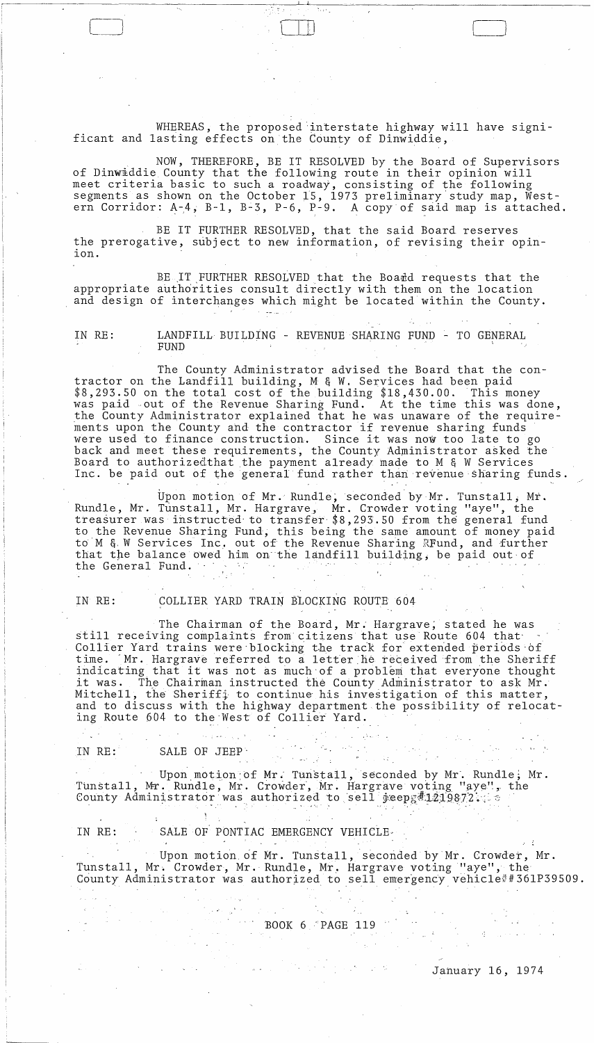WHEREAS, the proposed interstate highway will have significant and lasting effects on the County of Dinwiddie,

NOW, THEREFORE, BE IT RESOLVED by the Board of Supervisors of Dinwiddie County that the following route in their opinion will meet criteria basic to such a roadway, consisting of the following segments as shown on the October 15, 1973 preliminary study map, Western Corridor: A-4, B-1, B-3, P-6, P-9. A copy of said map is attached.

BE IT FURTHER RESOLVED, that the said Board reserves the prerogative, subject to new information, of revising their opinion.

BE IT FURTHER RESOLVED that the Board requests that the appropriate authorities consult directly with them on the location and design of interchanges which might be located within the County.

IN RE: LANDFILL BUILDING - REVENUE SHARING FUND - TO GENERAL FUND

The County Administrator advised the Board that the contractor on the Landfill building, M & W. Services had been paid $8,293.50 on the total cost of the building $18,430.00. This money was paid out of the Revenue Sharing Fund. At the time this was done, the County Administrator explained that he was unaware of the requirements upon the County and the contractor if revenue sharing funds were used to finance construction. Since it was now too late to go back and meet these requirements, the County Administrator asked the Board to authorizedthat the payment already made to M & W Services Inc. be paid out of the general fund rather than revenue sharing funds.

Upon motion of Mr. Rundle, seconded by Mr. Tunstall, Mr. Rundle, Mr. Tunstall, Mr. Hargrave, Mr. Crowder voting "aye", the treasurer was instructed to transfer $8,293.50 from the general fund to the Revenue Sharing Fund, this being the same amount of money paid to M & W Services Inc. out of the Revenue Sharing RFund, and further that the balance owed him on the landfill building, be paid out of the General Fund.

IN RE: COLLIER YARD TRAIN BLOCKING ROUTE 604

The Chairman of the Board, Mr. Hargrave, stated he was still receiving complaints from citizens that use Route 604 that Collier Yard trains were blocking the track for extended periods of time. Mr. Hargrave referred to a letter he received from the Sheriff indicating that it was not as much of a problem that everyone thought it was. The Chairman instructed the County Administrator to ask Mr. Mitchell, the Sheriff, to continue his investigation of this matter, and to discuss with the highway department the possibility of relocating Route 604 to the West of Collier Yard.

IN RE: SALE OF JEEP

Upon motion of Mr. Tunstall, seconded by Mr. Rundle, Mr. Tunstall, Mr. Rundle, Mr. Crowder, Mr. Hargrave voting "aye", the County Administrator was authorized to sell jeep #1219872.

IN RE: SALE OF PONTIAC EMERGENCY VEHICLE

Upon motion of Mr. Tunstall, seconded by Mr. Crowder, Mr. Tunstall, Mr. Crowder, Mr. Rundle, Mr. Hargrave voting "aye", the County Administrator was authorized to sell emergency vehicle ##361P39509.

BOOK 6 PAGE 119

January 16, 1974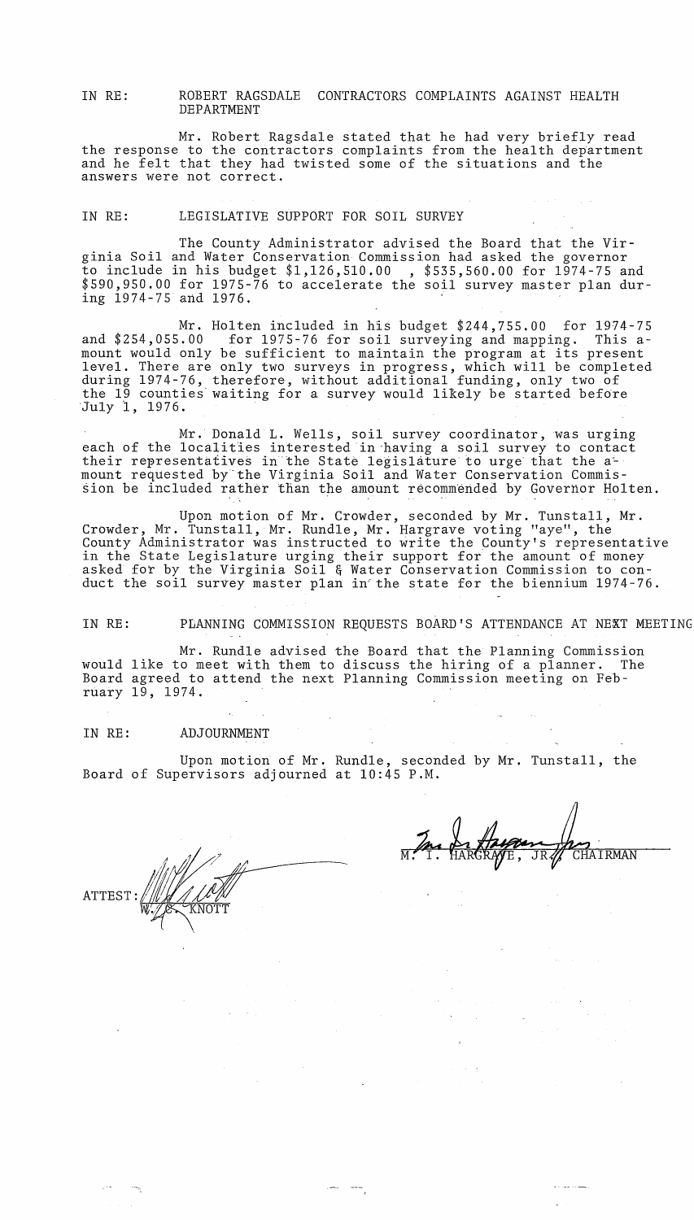IN RE: ROBERT RAGSDALE CONTRACTORS COMPLAINTS AGAINST HEALTH DEPARTMENT

Mr. Robert Ragsdale stated that he had very briefly read the response to the contractors complaints from the health department and he felt that they had twisted some of the situations and the answers were not correct.

IN RE: LEGISLATIVE SUPPORT FOR SOIL SURVEY

The County Administrator advised the Board that the Virginia Soil and Water Conservation Commission had asked the governor to include in his budget $1,126,510.00 , $535,560.00 for 1974-75 and $590,950.00 for 1975-76 to accelerate the soil survey master plan during 1974-75 and 1976.

Mr. Holten included in his budget $244,755.00 for 1974-75 and $254,055.00 for 1975-76 for soil surveying and mapping. This amount would only be sufficient to maintain the program at its present level. There are only two surveys in progress, which will be completed during 1974-76, therefore, without additional funding, only two of the 19 counties waiting for a survey would likely be started before July 1, 1976.

Mr. Donald L. Wells, soil survey coordinator, was urging each of the localities interested in having a soil survey to contact their representatives in the State legislature to urge that the amount requested by the Virginia Soil and Water Conservation Commission be included rather than the amount recommended by Governor Holten.

Upon motion of Mr. Crowder, seconded by Mr. Tunstall, Mr. Crowder, Mr. Tunstall, Mr. Rundle, Mr. Hargrave voting "aye", the County Administrator was instructed to write the County's representative in the State Legislature urging their support for the amount of money asked for by the Virginia Soil & Water Conservation Commission to conduct the soil survey master plan in the state for the biennium 1974-76.

IN RE: PLANNING COMMISSION REQUESTS BOARD'S ATTENDANCE AT NEXT MEETING

Mr. Rundle advised the Board that the Planning Commission would like to meet with them to discuss the hiring of a planner. The Board agreed to attend the next Planning Commission meeting on February 19, 1974.

IN RE: ADJOURNMENT

Upon motion of Mr. Rundle, seconded by Mr. Tunstall, the Board of Supervisors adjourned at 10:45 P.M.

M. I. HARGRAVE, JR., CHAIRMAN

ATTEST: W. E. KNOTT